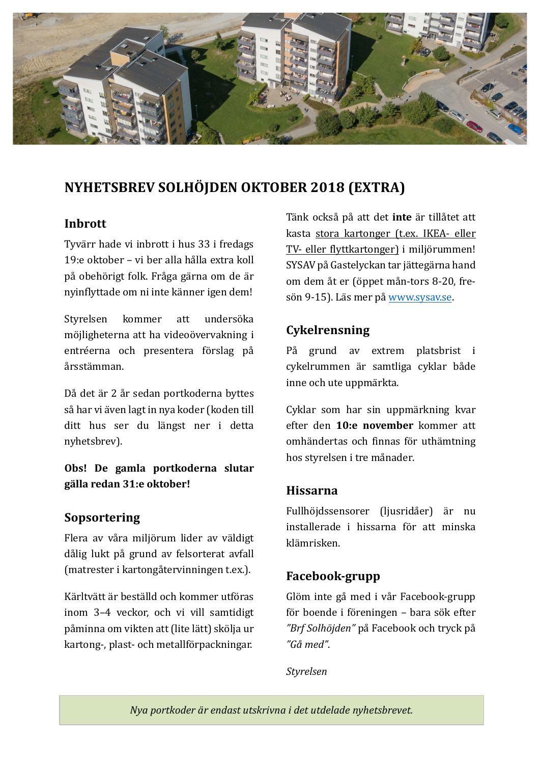# NYHETSBREV SOLHÖJDEN OKTOBER 2018 (EXTRA)

## Inbrott

Tyvärr hade vi inbrott i hus 33 i fredags 19:e oktober – vi ber alla hålla extra koll på obehörigt folk. Fråga gärna om de är nyinflyttade om ni inte känner igen dem!

Styrelsen kommer att undersöka möjligheterna att ha videoövervakning i entréerna och presentera förslag på årsstämman.

Då det är 2 år sedan portkoderna byttes så har vi även lagt in nya koder (koden till ditt hus ser du längst ner i detta nyhetsbrev).

**Obs! De gamla portkoderna slutar gälla redan 31:e oktober!**

## Sopsortering

Flera av våra miljörum lider av väldigt dålig lukt på grund av felsorterat avfall (matrester i kartongåtervinningen t.ex.).

Kärltvätt är beställd och kommer utföras inom 3–4 veckor, och vi vill samtidigt påminna om vikten att (lite lätt) skölja ur kartong-, plast- och metallförpackningar.

Tänk också på att det **inte** är tillåtet att kasta stora kartonger (t.ex. IKEA- eller TV- eller flyttkartonger) i miljörummen! SYSAV på Gastelyckan tar jättegärna hand om dem åt er (öppet mån-tors 8-20, fre-sön 9-15). Läs mer på www.sysav.se.

## Cykelrensning

På grund av extrem platsbrist i cykelrummen är samtliga cyklar både inne och ute uppmärkta.

Cyklar som har sin uppmärkning kvar efter den **10:e november** kommer att omhändertas och finnas för uthämtning hos styrelsen i tre månader.

## Hissarna

Fullhöjdssensorer (ljusridåer) är nu installerade i hissarna för att minska klämrisken.

## Facebook-grupp

Glöm inte gå med i vår Facebook-grupp för boende i föreningen – bara sök efter *"Brf Solhöjden"* på Facebook och tryck på *"Gå med"*.

*Styrelsen*

*Nya portkoder är endast utskrivna i det utdelade nyhetsbrevet.*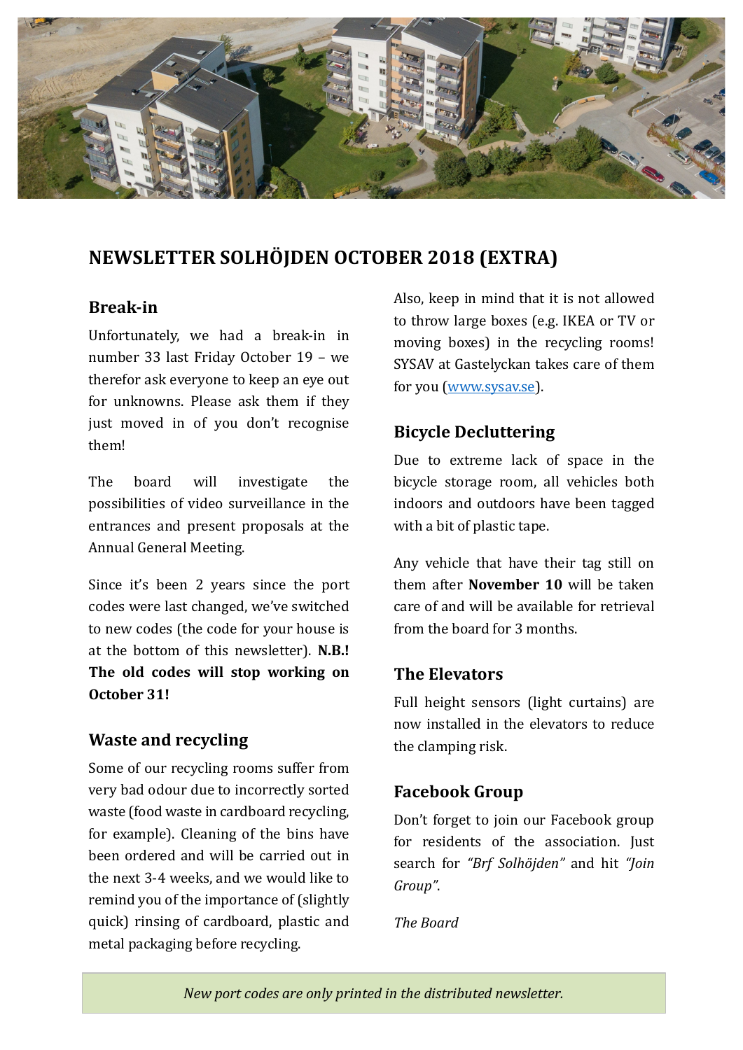# NEWSLETTER SOLHÖJDEN OCTOBER 2018 (EXTRA)

## Break-in

Unfortunately, we had a break-in in number 33 last Friday October 19 – we therefor ask everyone to keep an eye out for unknowns. Please ask them if they just moved in of you don't recognise them!

The board will investigate the possibilities of video surveillance in the entrances and present proposals at the Annual General Meeting.

Since it's been 2 years since the port codes were last changed, we've switched to new codes (the code for your house is at the bottom of this newsletter). **N.B.! The old codes will stop working on October 31!**

## Waste and recycling

Some of our recycling rooms suffer from very bad odour due to incorrectly sorted waste (food waste in cardboard recycling, for example). Cleaning of the bins have been ordered and will be carried out in the next 3-4 weeks, and we would like to remind you of the importance of (slightly quick) rinsing of cardboard, plastic and metal packaging before recycling.

Also, keep in mind that it is not allowed to throw large boxes (e.g. IKEA or TV or moving boxes) in the recycling rooms! SYSAV at Gastelyckan takes care of them for you ([www.sysav.se](http://www.sysav.se)).

## Bicycle Decluttering

Due to extreme lack of space in the bicycle storage room, all vehicles both indoors and outdoors have been tagged with a bit of plastic tape.

Any vehicle that have their tag still on them after **November 10** will be taken care of and will be available for retrieval from the board for 3 months.

## The Elevators

Full height sensors (light curtains) are now installed in the elevators to reduce the clamping risk.

## Facebook Group

Don't forget to join our Facebook group for residents of the association. Just search for *"Brf Solhöjden"* and hit *"Join Group"*.

*The Board*

*New port codes are only printed in the distributed newsletter.*